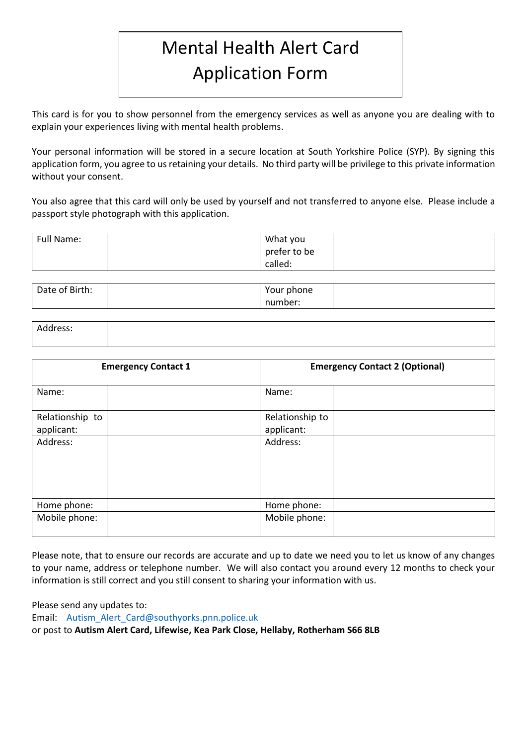# Mental Health Alert Card Application Form

This card is for you to show personnel from the emergency services as well as anyone you are dealing with to explain your experiences living with mental health problems.

Your personal information will be stored in a secure location at South Yorkshire Police (SYP). By signing this application form, you agree to us retaining your details. No third party will be privilege to this private information without your consent.

You also agree that this card will only be used by yourself and not transferred to anyone else. Please include a passport style photograph with this application.

| | | | |
|---|---|---|---|
| Full Name: | | What you prefer to be called: | |

| | | | |
|---|---|---|---|
| Date of Birth: | | Your phone number: | |

| | |
|---|---|
| Address: | |

| Emergency Contact 1 | | Emergency Contact 2 (Optional) | |
|---|---|---|---|
| Name: | | Name: | |
| Relationship to applicant: | | Relationship to applicant: | |
| Address: | | Address: | |
| Home phone: | | Home phone: | |
| Mobile phone: | | Mobile phone: | |

Please note, that to ensure our records are accurate and up to date we need you to let us know of any changes to your name, address or telephone number. We will also contact you around every 12 months to check your information is still correct and you still consent to sharing your information with us.

Please send any updates to:
Email: Autism_Alert_Card@southyorks.pnn.police.uk
or post to **Autism Alert Card, Lifewise, Kea Park Close, Hellaby, Rotherham S66 8LB**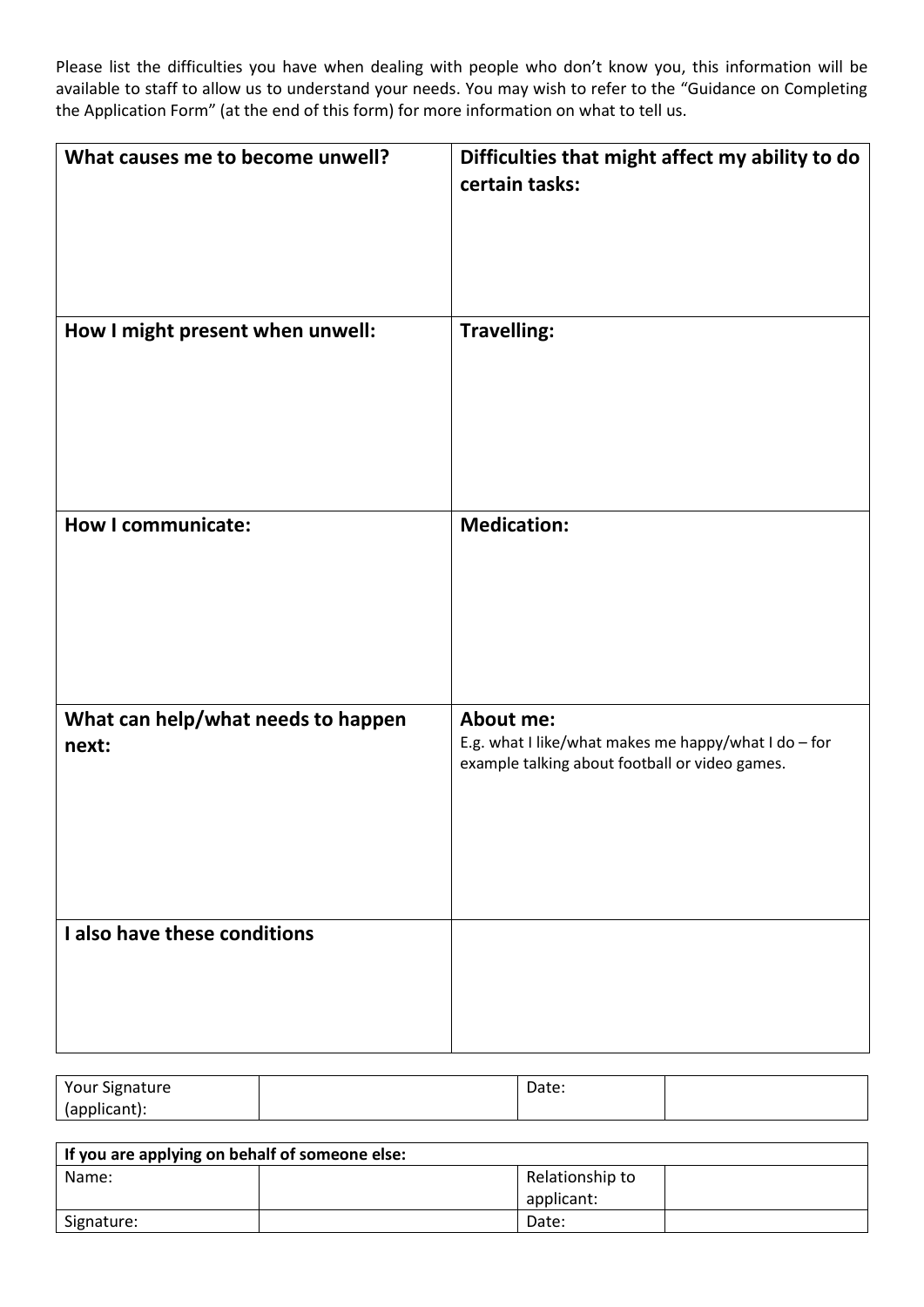Please list the difficulties you have when dealing with people who don't know you, this information will be available to staff to allow us to understand your needs. You may wish to refer to the "Guidance on Completing the Application Form" (at the end of this form) for more information on what to tell us.

| | |
|---|---|
| **What causes me to become unwell?** | **Difficulties that might affect my ability to do certain tasks:** |
| **How I might present when unwell:** | **Travelling:** |
| **How I communicate:** | **Medication:** |
| **What can help/what needs to happen next:** | **About me:**<br>E.g. what I like/what makes me happy/what I do – for example talking about football or video games. |
| **I also have these conditions** | |

| | | | |
|---|---|---|---|
| Your Signature (applicant): | | Date: | |

| If you are applying on behalf of someone else: | | | |
|---|---|---|---|
| Name: | | Relationship to applicant: | |
| Signature: | | Date: | |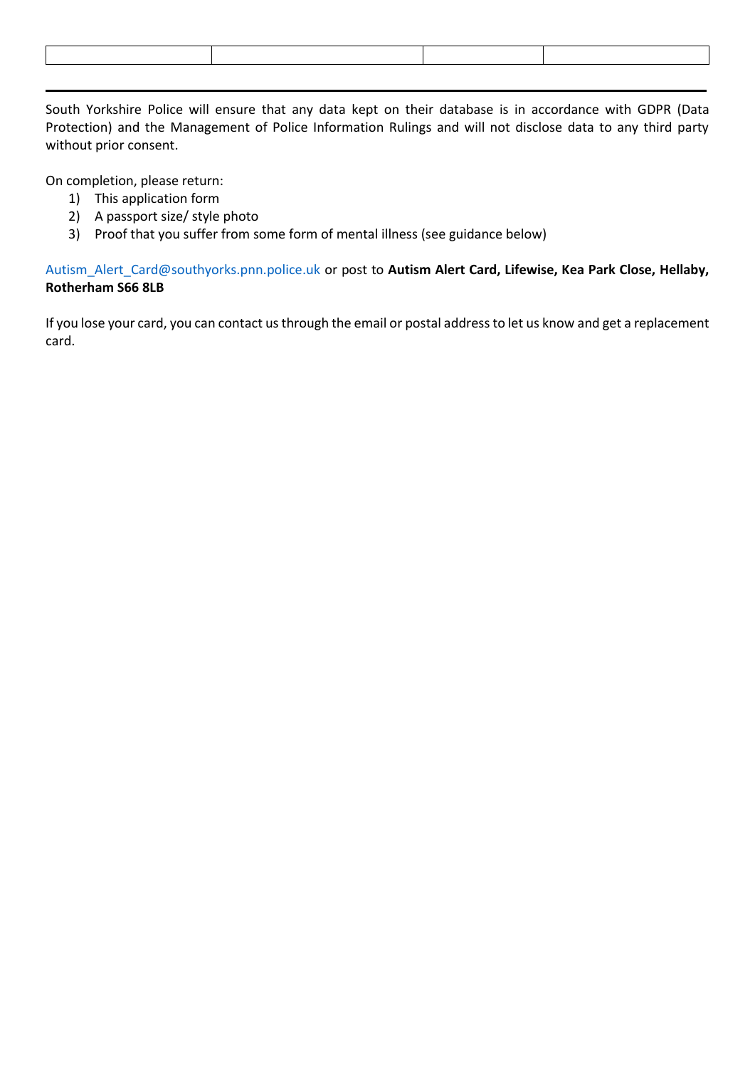| | | | |
|---|---|---|---|
| | | | |

---

South Yorkshire Police will ensure that any data kept on their database is in accordance with GDPR (Data Protection) and the Management of Police Information Rulings and will not disclose data to any third party without prior consent.

On completion, please return:

1) This application form
2) A passport size/ style photo
3) Proof that you suffer from some form of mental illness (see guidance below)

Autism_Alert_Card@southyorks.pnn.police.uk or post to **Autism Alert Card, Lifewise, Kea Park Close, Hellaby, Rotherham S66 8LB**

If you lose your card, you can contact us through the email or postal address to let us know and get a replacement card.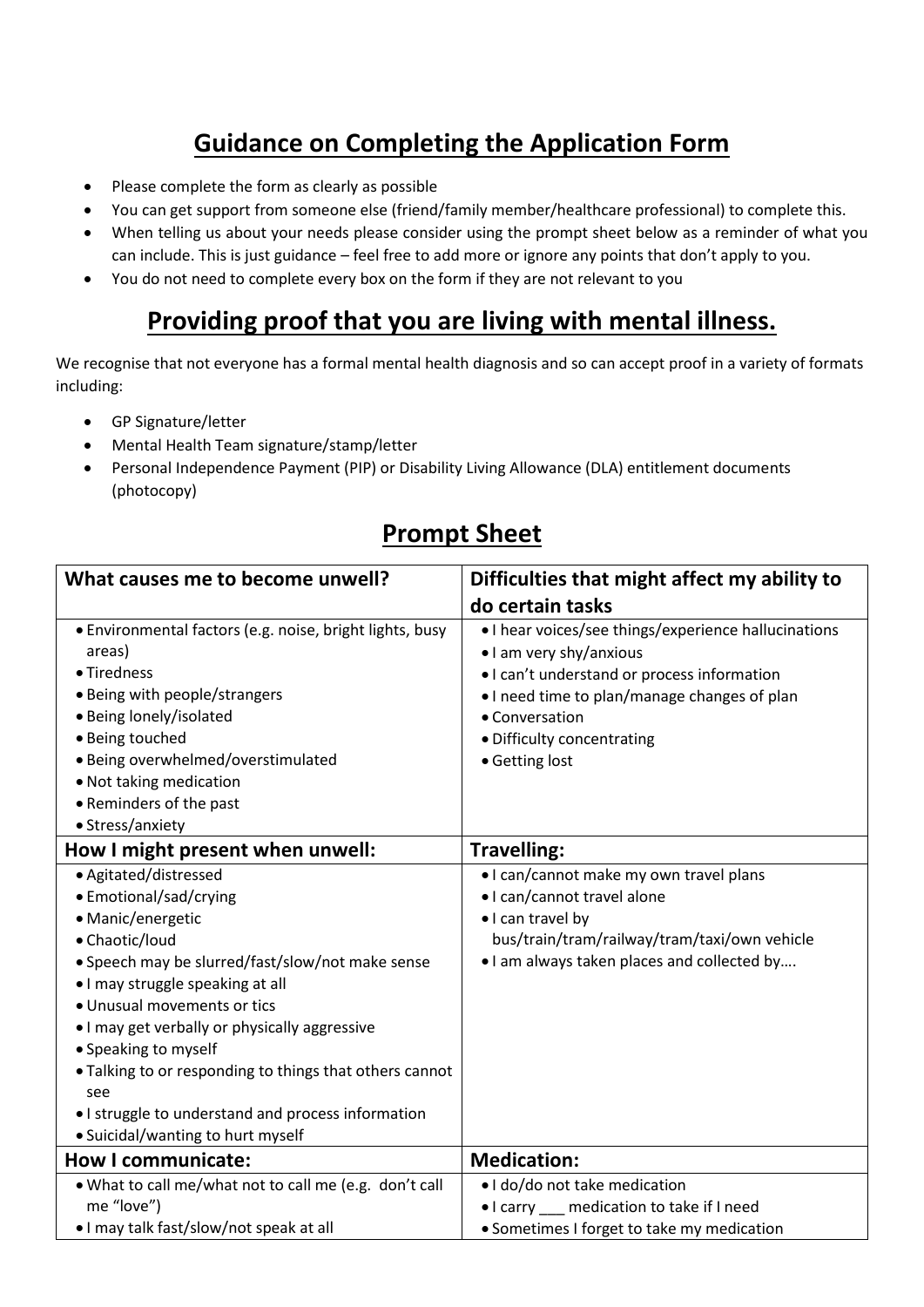## Guidance on Completing the Application Form

- Please complete the form as clearly as possible
- You can get support from someone else (friend/family member/healthcare professional) to complete this.
- When telling us about your needs please consider using the prompt sheet below as a reminder of what you can include. This is just guidance – feel free to add more or ignore any points that don't apply to you.
- You do not need to complete every box on the form if they are not relevant to you

## Providing proof that you are living with mental illness.

We recognise that not everyone has a formal mental health diagnosis and so can accept proof in a variety of formats including:

- GP Signature/letter
- Mental Health Team signature/stamp/letter
- Personal Independence Payment (PIP) or Disability Living Allowance (DLA) entitlement documents (photocopy)

## Prompt Sheet

| What causes me to become unwell? | Difficulties that might affect my ability to do certain tasks |
|---|---|
| • Environmental factors (e.g. noise, bright lights, busy areas)<br>• Tiredness<br>• Being with people/strangers<br>• Being lonely/isolated<br>• Being touched<br>• Being overwhelmed/overstimulated<br>• Not taking medication<br>• Reminders of the past<br>• Stress/anxiety | • I hear voices/see things/experience hallucinations<br>• I am very shy/anxious<br>• I can't understand or process information<br>• I need time to plan/manage changes of plan<br>• Conversation<br>• Difficulty concentrating<br>• Getting lost |
| **How I might present when unwell:** | **Travelling:** |
| • Agitated/distressed<br>• Emotional/sad/crying<br>• Manic/energetic<br>• Chaotic/loud<br>• Speech may be slurred/fast/slow/not make sense<br>• I may struggle speaking at all<br>• Unusual movements or tics<br>• I may get verbally or physically aggressive<br>• Speaking to myself<br>• Talking to or responding to things that others cannot see<br>• I struggle to understand and process information<br>• Suicidal/wanting to hurt myself | • I can/cannot make my own travel plans<br>• I can/cannot travel alone<br>• I can travel by bus/train/tram/railway/tram/taxi/own vehicle<br>• I am always taken places and collected by…. |
| **How I communicate:** | **Medication:** |
| • What to call me/what not to call me (e.g. don't call me "love")<br>• I may talk fast/slow/not speak at all | • I do/do not take medication<br>• I carry ___ medication to take if I need<br>• Sometimes I forget to take my medication |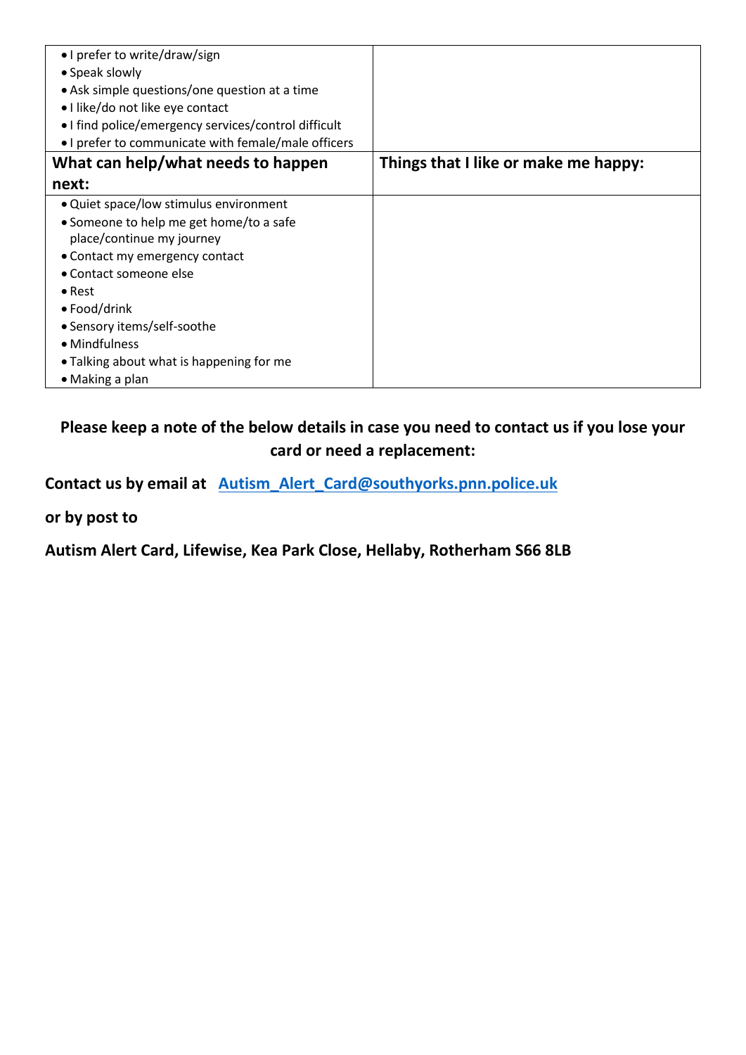| | |
|---|---|
| • I prefer to write/draw/sign<br>• Speak slowly<br>• Ask simple questions/one question at a time<br>• I like/do not like eye contact<br>• I find police/emergency services/control difficult<br>• I prefer to communicate with female/male officers | |
| **What can help/what needs to happen next:** | **Things that I like or make me happy:** |
| • Quiet space/low stimulus environment<br>• Someone to help me get home/to a safe place/continue my journey<br>• Contact my emergency contact<br>• Contact someone else<br>• Rest<br>• Food/drink<br>• Sensory items/self-soothe<br>• Mindfulness<br>• Talking about what is happening for me<br>• Making a plan | |

**Please keep a note of the below details in case you need to contact us if you lose your card or need a replacement:**

**Contact us by email at [Autism_Alert_Card@southyorks.pnn.police.uk](mailto:Autism_Alert_Card@southyorks.pnn.police.uk)**

**or by post to**

**Autism Alert Card, Lifewise, Kea Park Close, Hellaby, Rotherham S66 8LB**